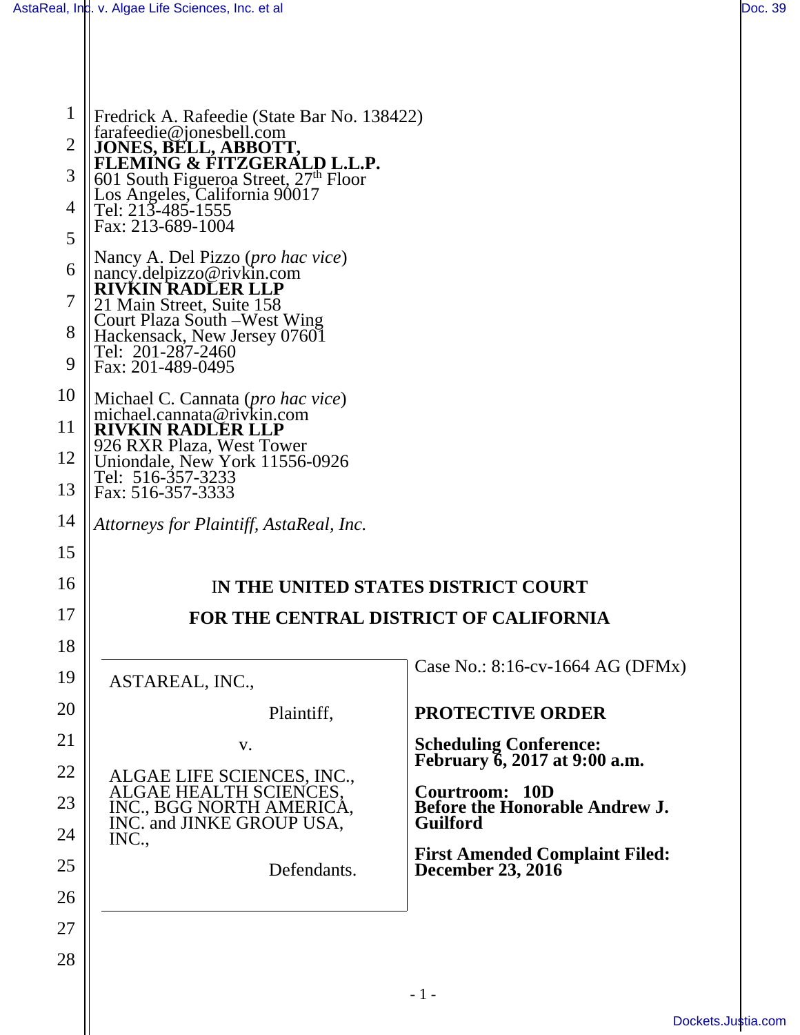Fredrick A. Rafeedie (State Bar No. 138422)
farafeedie@jonesbell.com
**JONES, BELL, ABBOTT, FLEMING & FITZGERALD L.L.P.**
601 South Figueroa Street, 27th Floor
Los Angeles, California 90017
Tel: 213-485-1555
Fax: 213-689-1004

Nancy A. Del Pizzo (*pro hac vice*)
nancy.delpizzo@rivkin.com
**RIVKIN RADLER LLP**
21 Main Street, Suite 158
Court Plaza South –West Wing
Hackensack, New Jersey 07601
Tel: 201-287-2460
Fax: 201-489-0495

Michael C. Cannata (*pro hac vice*)
michael.cannata@rivkin.com
**RIVKIN RADLER LLP**
926 RXR Plaza, West Tower
Uniondale, New York 11556-0926
Tel: 516-357-3233
Fax: 516-357-3333

*Attorneys for Plaintiff, AstaReal, Inc.*

**IN THE UNITED STATES DISTRICT COURT**

**FOR THE CENTRAL DISTRICT OF CALIFORNIA**

ASTAREAL, INC.,

Plaintiff,

v.

ALGAE LIFE SCIENCES, INC., ALGAE HEALTH SCIENCES, INC., BGG NORTH AMERICA, INC. and JINKE GROUP USA, INC.,

Defendants.

Case No.: 8:16-cv-1664 AG (DFMx)

**PROTECTIVE ORDER**

**Scheduling Conference: February 6, 2017 at 9:00 a.m.**

**Courtroom: 10D**
**Before the Honorable Andrew J. Guilford**

**First Amended Complaint Filed: December 23, 2016**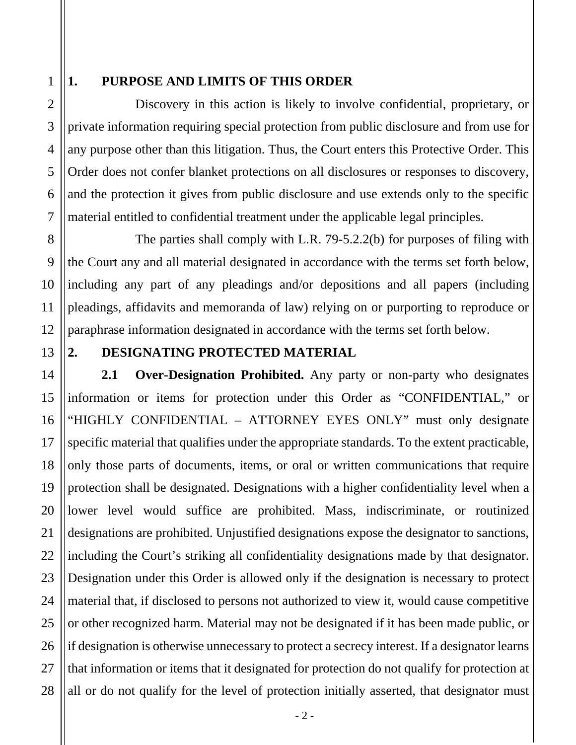## 1. PURPOSE AND LIMITS OF THIS ORDER

Discovery in this action is likely to involve confidential, proprietary, or private information requiring special protection from public disclosure and from use for any purpose other than this litigation. Thus, the Court enters this Protective Order. This Order does not confer blanket protections on all disclosures or responses to discovery, and the protection it gives from public disclosure and use extends only to the specific material entitled to confidential treatment under the applicable legal principles.

The parties shall comply with L.R. 79-5.2.2(b) for purposes of filing with the Court any and all material designated in accordance with the terms set forth below, including any part of any pleadings and/or depositions and all papers (including pleadings, affidavits and memoranda of law) relying on or purporting to reproduce or paraphrase information designated in accordance with the terms set forth below.

## 2. DESIGNATING PROTECTED MATERIAL

**2.1 Over-Designation Prohibited.** Any party or non-party who designates information or items for protection under this Order as "CONFIDENTIAL," or "HIGHLY CONFIDENTIAL – ATTORNEY EYES ONLY" must only designate specific material that qualifies under the appropriate standards. To the extent practicable, only those parts of documents, items, or oral or written communications that require protection shall be designated. Designations with a higher confidentiality level when a lower level would suffice are prohibited. Mass, indiscriminate, or routinized designations are prohibited. Unjustified designations expose the designator to sanctions, including the Court's striking all confidentiality designations made by that designator. Designation under this Order is allowed only if the designation is necessary to protect material that, if disclosed to persons not authorized to view it, would cause competitive or other recognized harm. Material may not be designated if it has been made public, or if designation is otherwise unnecessary to protect a secrecy interest. If a designator learns that information or items that it designated for protection do not qualify for protection at all or do not qualify for the level of protection initially asserted, that designator must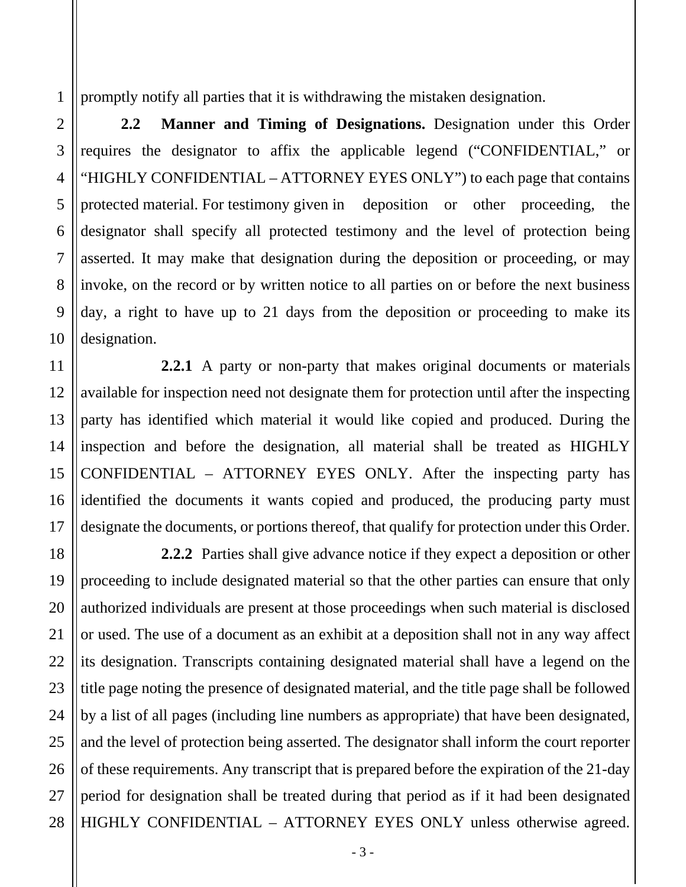promptly notify all parties that it is withdrawing the mistaken designation.

**2.2 Manner and Timing of Designations.** Designation under this Order requires the designator to affix the applicable legend ("CONFIDENTIAL," or "HIGHLY CONFIDENTIAL – ATTORNEY EYES ONLY") to each page that contains protected material. For testimony given in deposition or other proceeding, the designator shall specify all protected testimony and the level of protection being asserted. It may make that designation during the deposition or proceeding, or may invoke, on the record or by written notice to all parties on or before the next business day, a right to have up to 21 days from the deposition or proceeding to make its designation.

**2.2.1** A party or non-party that makes original documents or materials available for inspection need not designate them for protection until after the inspecting party has identified which material it would like copied and produced. During the inspection and before the designation, all material shall be treated as HIGHLY CONFIDENTIAL – ATTORNEY EYES ONLY. After the inspecting party has identified the documents it wants copied and produced, the producing party must designate the documents, or portions thereof, that qualify for protection under this Order.

**2.2.2** Parties shall give advance notice if they expect a deposition or other proceeding to include designated material so that the other parties can ensure that only authorized individuals are present at those proceedings when such material is disclosed or used. The use of a document as an exhibit at a deposition shall not in any way affect its designation. Transcripts containing designated material shall have a legend on the title page noting the presence of designated material, and the title page shall be followed by a list of all pages (including line numbers as appropriate) that have been designated, and the level of protection being asserted. The designator shall inform the court reporter of these requirements. Any transcript that is prepared before the expiration of the 21-day period for designation shall be treated during that period as if it had been designated HIGHLY CONFIDENTIAL – ATTORNEY EYES ONLY unless otherwise agreed.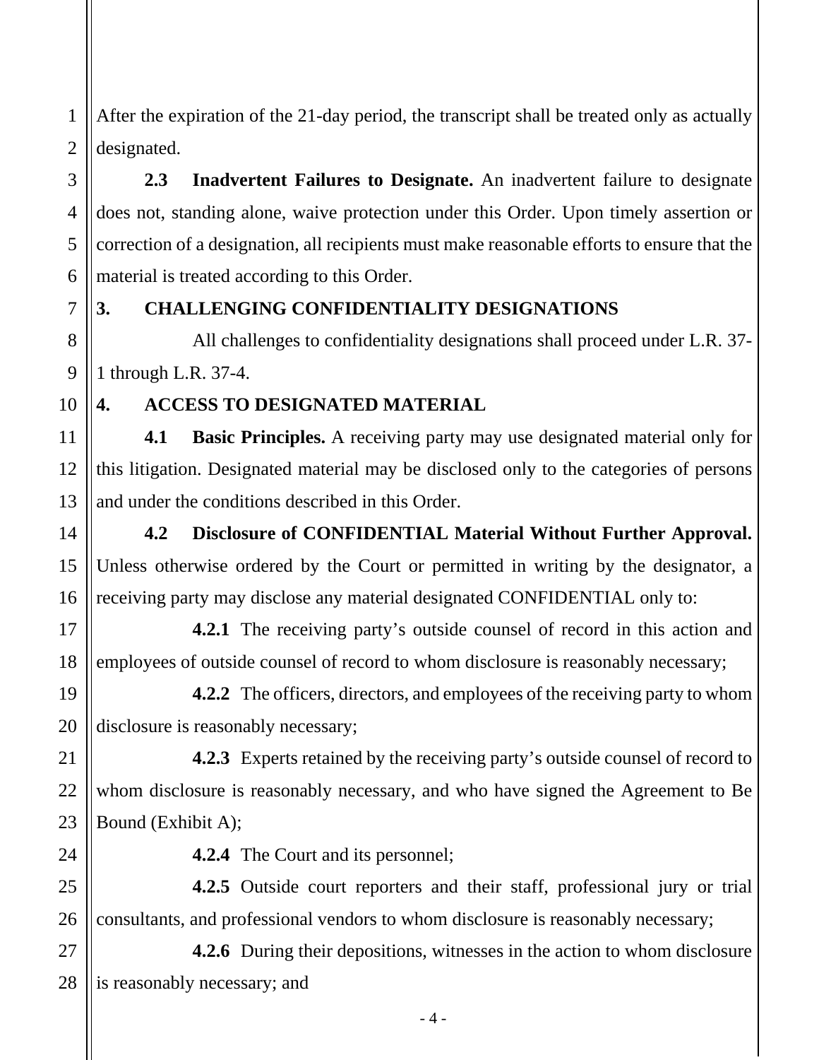After the expiration of the 21-day period, the transcript shall be treated only as actually designated.

**2.3 Inadvertent Failures to Designate.** An inadvertent failure to designate does not, standing alone, waive protection under this Order. Upon timely assertion or correction of a designation, all recipients must make reasonable efforts to ensure that the material is treated according to this Order.

## 3. CHALLENGING CONFIDENTIALITY DESIGNATIONS

All challenges to confidentiality designations shall proceed under L.R. 37-1 through L.R. 37-4.

## 4. ACCESS TO DESIGNATED MATERIAL

**4.1 Basic Principles.** A receiving party may use designated material only for this litigation. Designated material may be disclosed only to the categories of persons and under the conditions described in this Order.

**4.2 Disclosure of CONFIDENTIAL Material Without Further Approval.** Unless otherwise ordered by the Court or permitted in writing by the designator, a receiving party may disclose any material designated CONFIDENTIAL only to:

**4.2.1** The receiving party's outside counsel of record in this action and employees of outside counsel of record to whom disclosure is reasonably necessary;

**4.2.2** The officers, directors, and employees of the receiving party to whom disclosure is reasonably necessary;

**4.2.3** Experts retained by the receiving party's outside counsel of record to whom disclosure is reasonably necessary, and who have signed the Agreement to Be Bound (Exhibit A);

**4.2.4** The Court and its personnel;

**4.2.5** Outside court reporters and their staff, professional jury or trial consultants, and professional vendors to whom disclosure is reasonably necessary;

**4.2.6** During their depositions, witnesses in the action to whom disclosure is reasonably necessary; and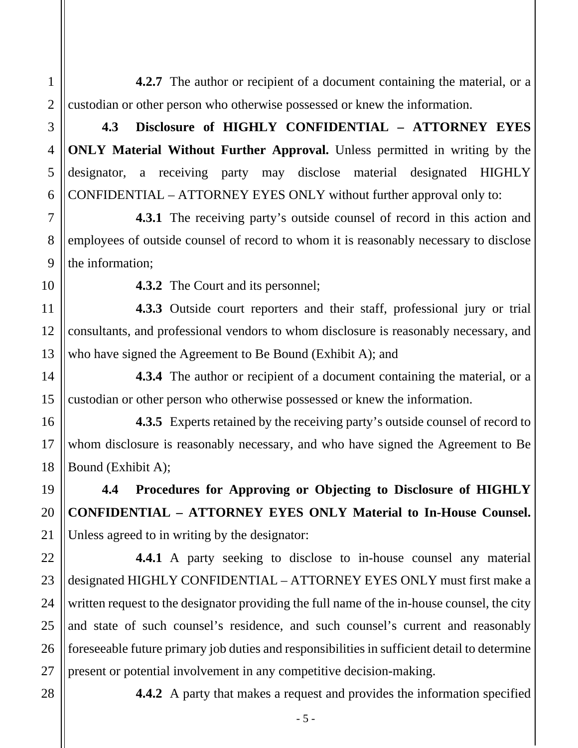**4.2.7** The author or recipient of a document containing the material, or a custodian or other person who otherwise possessed or knew the information.

**4.3 Disclosure of HIGHLY CONFIDENTIAL – ATTORNEY EYES ONLY Material Without Further Approval.** Unless permitted in writing by the designator, a receiving party may disclose material designated HIGHLY CONFIDENTIAL – ATTORNEY EYES ONLY without further approval only to:

**4.3.1** The receiving party's outside counsel of record in this action and employees of outside counsel of record to whom it is reasonably necessary to disclose the information;

**4.3.2** The Court and its personnel;

**4.3.3** Outside court reporters and their staff, professional jury or trial consultants, and professional vendors to whom disclosure is reasonably necessary, and who have signed the Agreement to Be Bound (Exhibit A); and

**4.3.4** The author or recipient of a document containing the material, or a custodian or other person who otherwise possessed or knew the information.

**4.3.5** Experts retained by the receiving party's outside counsel of record to whom disclosure is reasonably necessary, and who have signed the Agreement to Be Bound (Exhibit A);

**4.4 Procedures for Approving or Objecting to Disclosure of HIGHLY CONFIDENTIAL – ATTORNEY EYES ONLY Material to In-House Counsel.** Unless agreed to in writing by the designator:

**4.4.1** A party seeking to disclose to in-house counsel any material designated HIGHLY CONFIDENTIAL – ATTORNEY EYES ONLY must first make a written request to the designator providing the full name of the in-house counsel, the city and state of such counsel's residence, and such counsel's current and reasonably foreseeable future primary job duties and responsibilities in sufficient detail to determine present or potential involvement in any competitive decision-making.

**4.4.2** A party that makes a request and provides the information specified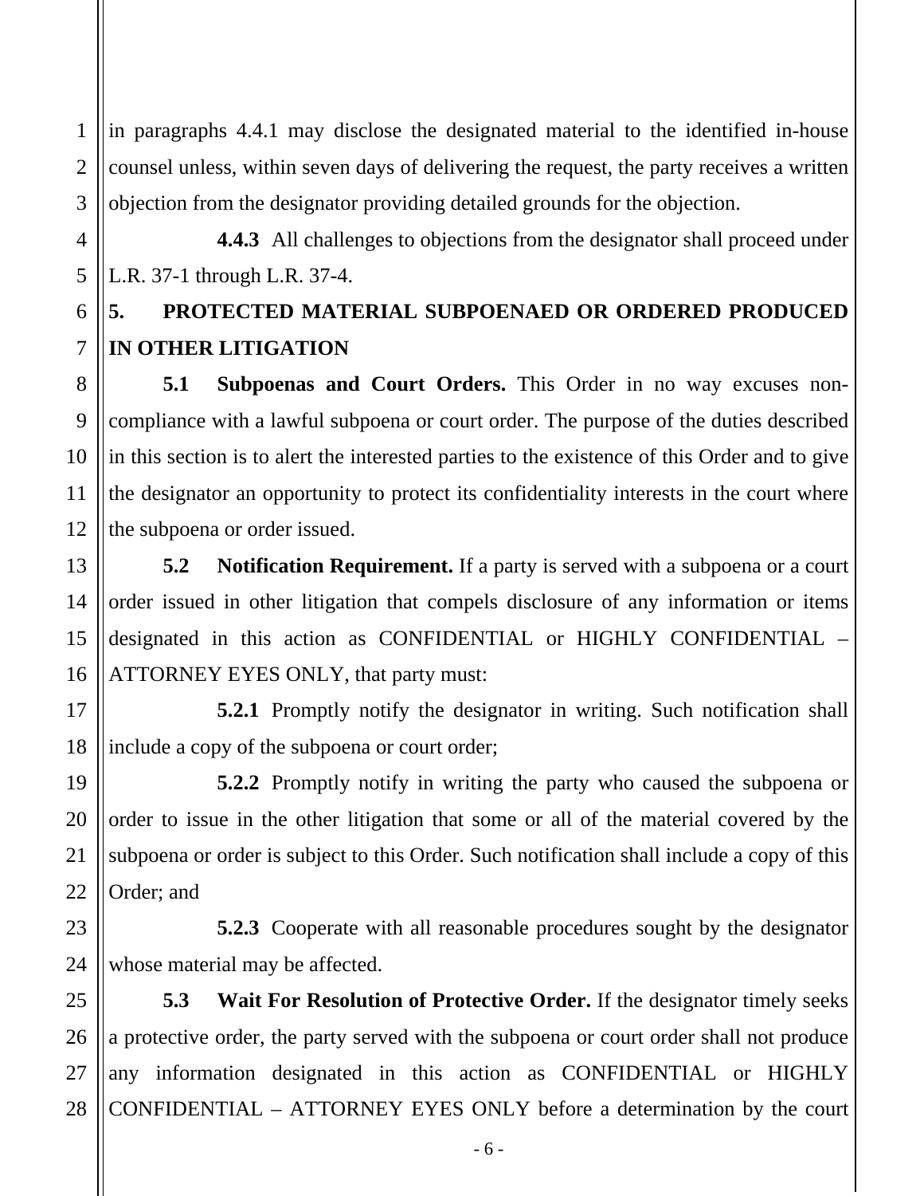in paragraphs 4.4.1 may disclose the designated material to the identified in-house counsel unless, within seven days of delivering the request, the party receives a written objection from the designator providing detailed grounds for the objection.

**4.4.3** All challenges to objections from the designator shall proceed under L.R. 37-1 through L.R. 37-4.

## 5. PROTECTED MATERIAL SUBPOENAED OR ORDERED PRODUCED IN OTHER LITIGATION

**5.1 Subpoenas and Court Orders.** This Order in no way excuses non-compliance with a lawful subpoena or court order. The purpose of the duties described in this section is to alert the interested parties to the existence of this Order and to give the designator an opportunity to protect its confidentiality interests in the court where the subpoena or order issued.

**5.2 Notification Requirement.** If a party is served with a subpoena or a court order issued in other litigation that compels disclosure of any information or items designated in this action as CONFIDENTIAL or HIGHLY CONFIDENTIAL – ATTORNEY EYES ONLY, that party must:

**5.2.1** Promptly notify the designator in writing. Such notification shall include a copy of the subpoena or court order;

**5.2.2** Promptly notify in writing the party who caused the subpoena or order to issue in the other litigation that some or all of the material covered by the subpoena or order is subject to this Order. Such notification shall include a copy of this Order; and

**5.2.3** Cooperate with all reasonable procedures sought by the designator whose material may be affected.

**5.3 Wait For Resolution of Protective Order.** If the designator timely seeks a protective order, the party served with the subpoena or court order shall not produce any information designated in this action as CONFIDENTIAL or HIGHLY CONFIDENTIAL – ATTORNEY EYES ONLY before a determination by the court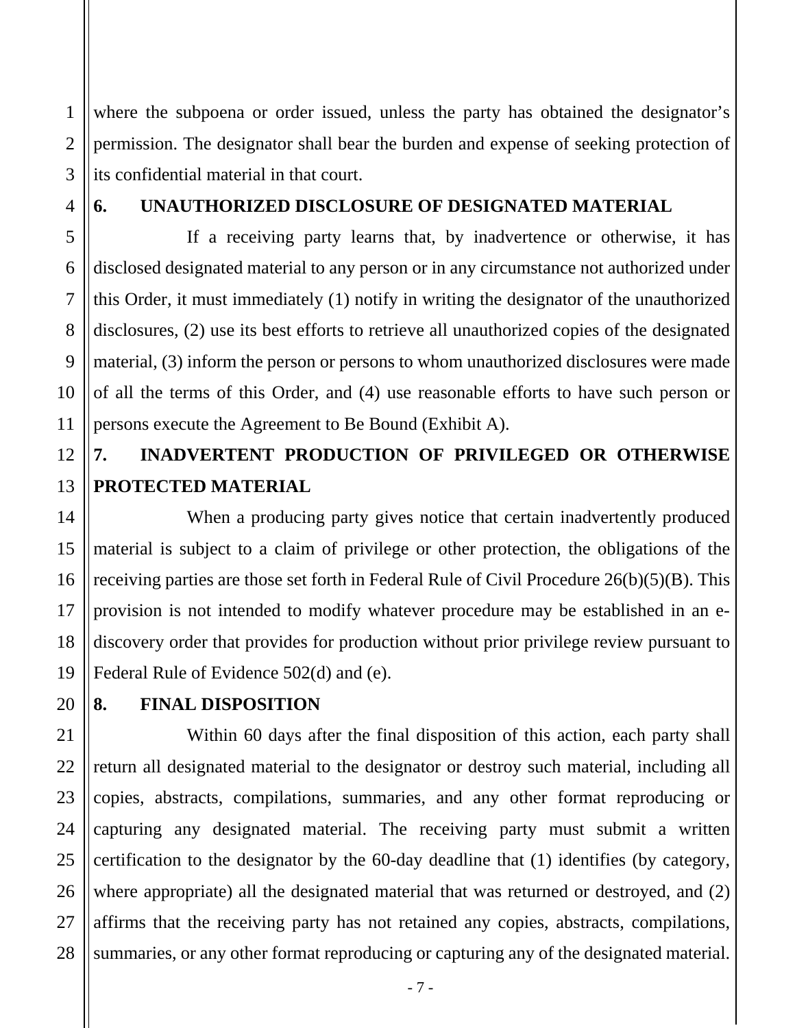where the subpoena or order issued, unless the party has obtained the designator's permission. The designator shall bear the burden and expense of seeking protection of its confidential material in that court.

**6. UNAUTHORIZED DISCLOSURE OF DESIGNATED MATERIAL**

If a receiving party learns that, by inadvertence or otherwise, it has disclosed designated material to any person or in any circumstance not authorized under this Order, it must immediately (1) notify in writing the designator of the unauthorized disclosures, (2) use its best efforts to retrieve all unauthorized copies of the designated material, (3) inform the person or persons to whom unauthorized disclosures were made of all the terms of this Order, and (4) use reasonable efforts to have such person or persons execute the Agreement to Be Bound (Exhibit A).

**7. INADVERTENT PRODUCTION OF PRIVILEGED OR OTHERWISE PROTECTED MATERIAL**

When a producing party gives notice that certain inadvertently produced material is subject to a claim of privilege or other protection, the obligations of the receiving parties are those set forth in Federal Rule of Civil Procedure 26(b)(5)(B). This provision is not intended to modify whatever procedure may be established in an e-discovery order that provides for production without prior privilege review pursuant to Federal Rule of Evidence 502(d) and (e).

**8. FINAL DISPOSITION**

Within 60 days after the final disposition of this action, each party shall return all designated material to the designator or destroy such material, including all copies, abstracts, compilations, summaries, and any other format reproducing or capturing any designated material. The receiving party must submit a written certification to the designator by the 60-day deadline that (1) identifies (by category, where appropriate) all the designated material that was returned or destroyed, and (2) affirms that the receiving party has not retained any copies, abstracts, compilations, summaries, or any other format reproducing or capturing any of the designated material.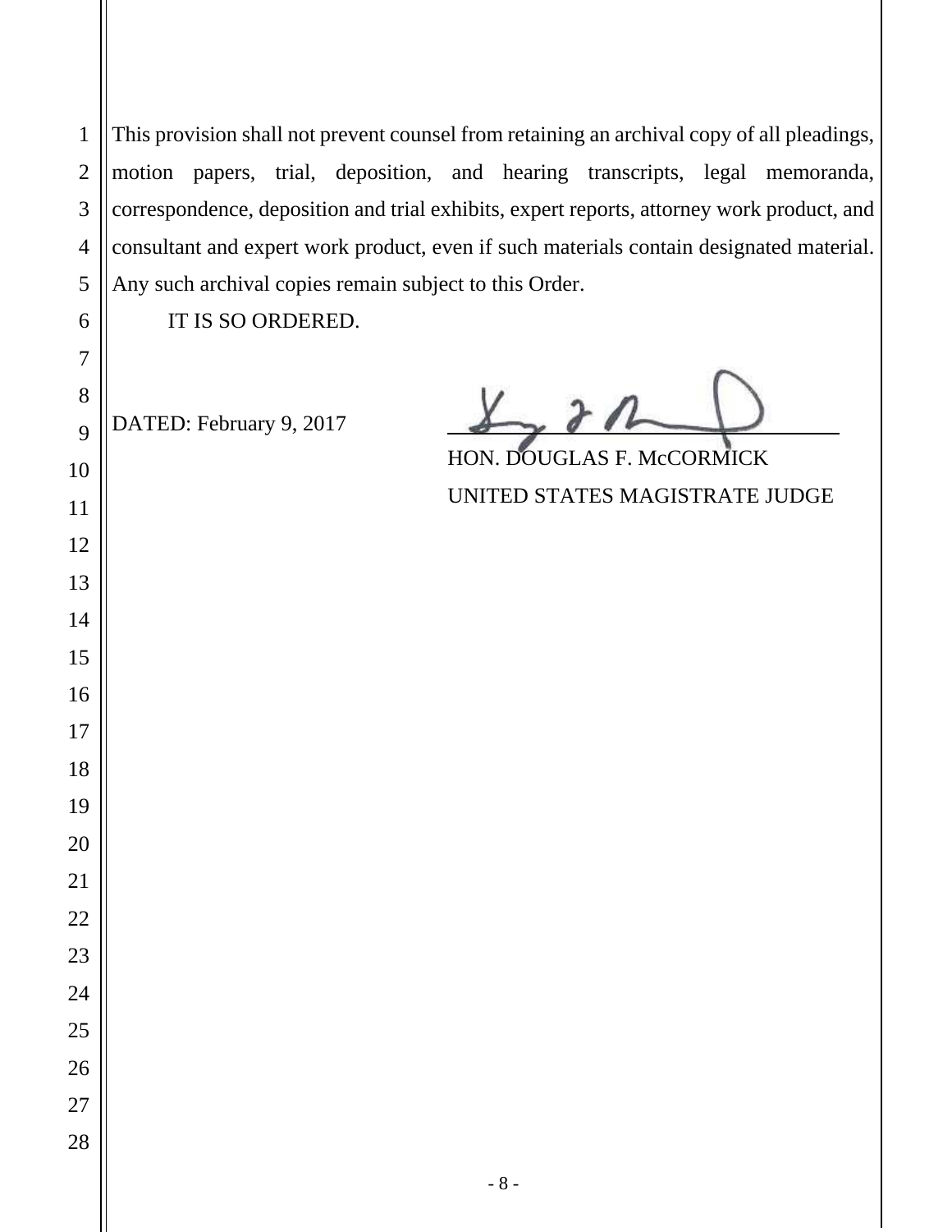This provision shall not prevent counsel from retaining an archival copy of all pleadings, motion papers, trial, deposition, and hearing transcripts, legal memoranda, correspondence, deposition and trial exhibits, expert reports, attorney work product, and consultant and expert work product, even if such materials contain designated material. Any such archival copies remain subject to this Order.

IT IS SO ORDERED.

DATED: February 9, 2017

HON. DOUGLAS F. McCORMICK
UNITED STATES MAGISTRATE JUDGE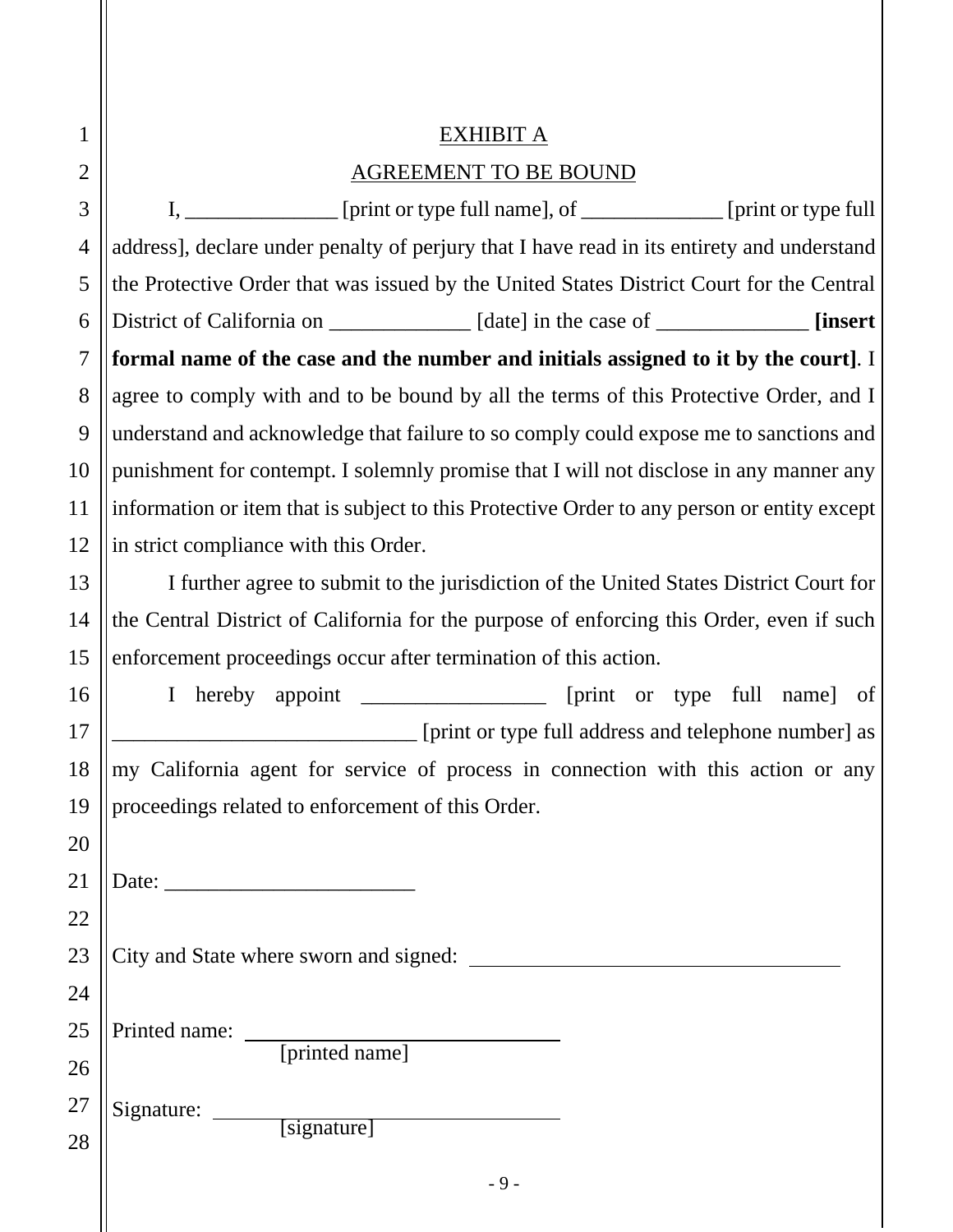EXHIBIT A

AGREEMENT TO BE BOUND

I, ______________ [print or type full name], of _____________ [print or type full address], declare under penalty of perjury that I have read in its entirety and understand the Protective Order that was issued by the United States District Court for the Central District of California on _____________ [date] in the case of ______________ **[insert formal name of the case and the number and initials assigned to it by the court]**. I agree to comply with and to be bound by all the terms of this Protective Order, and I understand and acknowledge that failure to so comply could expose me to sanctions and punishment for contempt. I solemnly promise that I will not disclose in any manner any information or item that is subject to this Protective Order to any person or entity except in strict compliance with this Order.

I further agree to submit to the jurisdiction of the United States District Court for the Central District of California for the purpose of enforcing this Order, even if such enforcement proceedings occur after termination of this action.

I hereby appoint _________________ [print or type full name] of ____________________________ [print or type full address and telephone number] as my California agent for service of process in connection with this action or any proceedings related to enforcement of this Order.

Date: ________________________

City and State where sworn and signed: ___________________________________

Printed name: ______________________________
[printed name]

Signature: ________________________________
[signature]